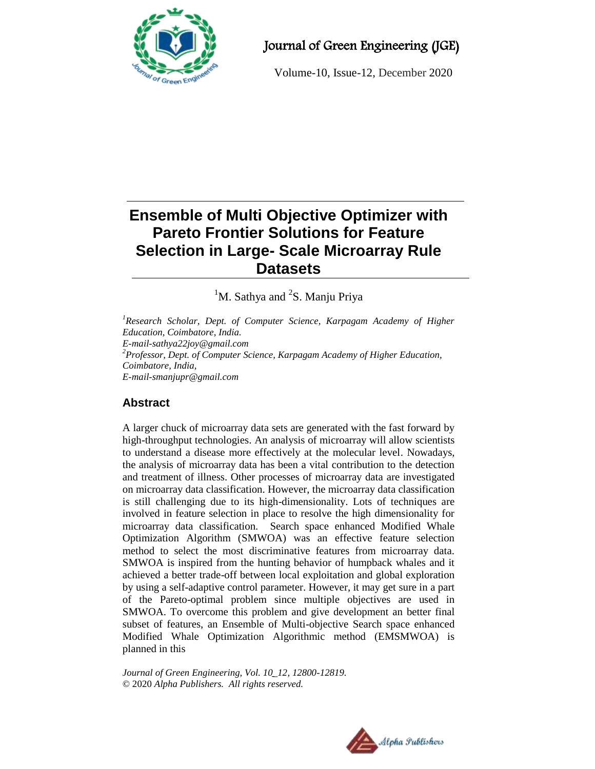# Ensemble of Multi Objective Optimizer with Pareto Frontier Solutions for Feature Selection in Large- Scale Microarray Rule Datasets

[1]M. Sathya and [2]S. Manju Priya

*[1]Research Scholar, Dept. of Computer Science, Karpagam Academy of Higher Education, Coimbatore, India.*
*E-mail-sathya22joy@gmail.com*
*[2]Professor, Dept. of Computer Science, Karpagam Academy of Higher Education, Coimbatore, India,*
*E-mail-smanjupr@gmail.com*

## Abstract

A larger chuck of microarray data sets are generated with the fast forward by high-throughput technologies. An analysis of microarray will allow scientists to understand a disease more effectively at the molecular level. Nowadays, the analysis of microarray data has been a vital contribution to the detection and treatment of illness. Other processes of microarray data are investigated on microarray data classification. However, the microarray data classification is still challenging due to its high-dimensionality. Lots of techniques are involved in feature selection in place to resolve the high dimensionality for microarray data classification. Search space enhanced Modified Whale Optimization Algorithm (SMWOA) was an effective feature selection method to select the most discriminative features from microarray data. SMWOA is inspired from the hunting behavior of humpback whales and it achieved a better trade-off between local exploitation and global exploration by using a self-adaptive control parameter. However, it may get sure in a part of the Pareto-optimal problem since multiple objectives are used in SMWOA. To overcome this problem and give development an better final subset of features, an Ensemble of Multi-objective Search space enhanced Modified Whale Optimization Algorithmic method (EMSMWOA) is planned in this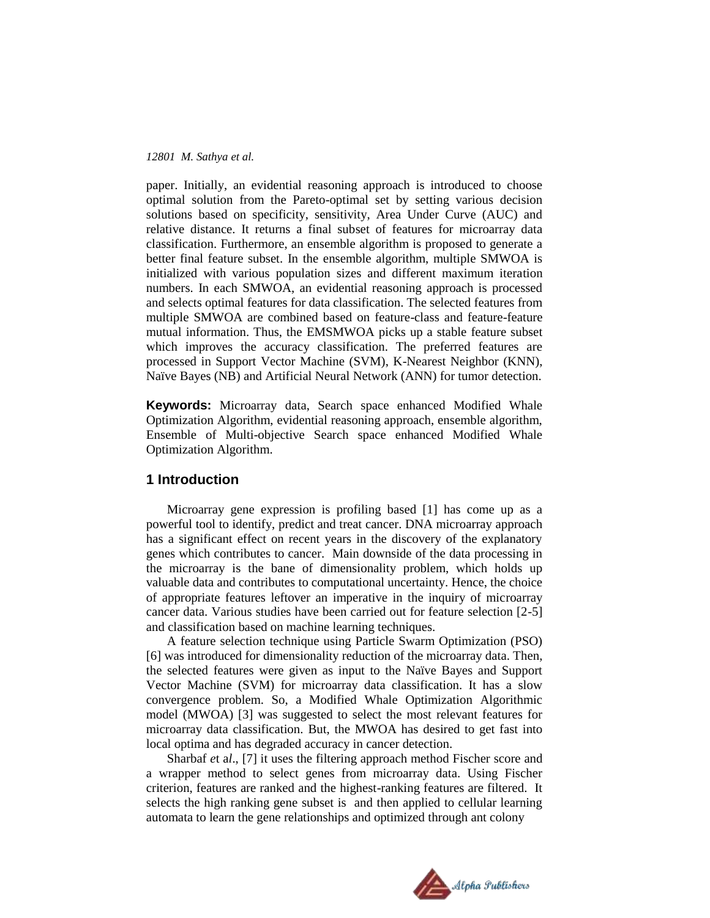paper. Initially, an evidential reasoning approach is introduced to choose optimal solution from the Pareto-optimal set by setting various decision solutions based on specificity, sensitivity, Area Under Curve (AUC) and relative distance. It returns a final subset of features for microarray data classification. Furthermore, an ensemble algorithm is proposed to generate a better final feature subset. In the ensemble algorithm, multiple SMWOA is initialized with various population sizes and different maximum iteration numbers. In each SMWOA, an evidential reasoning approach is processed and selects optimal features for data classification. The selected features from multiple SMWOA are combined based on feature-class and feature-feature mutual information. Thus, the EMSMWOA picks up a stable feature subset which improves the accuracy classification. The preferred features are processed in Support Vector Machine (SVM), K-Nearest Neighbor (KNN), Naïve Bayes (NB) and Artificial Neural Network (ANN) for tumor detection.

**Keywords:** Microarray data, Search space enhanced Modified Whale Optimization Algorithm, evidential reasoning approach, ensemble algorithm, Ensemble of Multi-objective Search space enhanced Modified Whale Optimization Algorithm.

## 1 Introduction

Microarray gene expression is profiling based [1] has come up as a powerful tool to identify, predict and treat cancer. DNA microarray approach has a significant effect on recent years in the discovery of the explanatory genes which contributes to cancer. Main downside of the data processing in the microarray is the bane of dimensionality problem, which holds up valuable data and contributes to computational uncertainty. Hence, the choice of appropriate features leftover an imperative in the inquiry of microarray cancer data. Various studies have been carried out for feature selection [2-5] and classification based on machine learning techniques.

A feature selection technique using Particle Swarm Optimization (PSO) [6] was introduced for dimensionality reduction of the microarray data. Then, the selected features were given as input to the Naïve Bayes and Support Vector Machine (SVM) for microarray data classification. It has a slow convergence problem. So, a Modified Whale Optimization Algorithmic model (MWOA) [3] was suggested to select the most relevant features for microarray data classification. But, the MWOA has desired to get fast into local optima and has degraded accuracy in cancer detection.

Sharbaf *et al*., [7] it uses the filtering approach method Fischer score and a wrapper method to select genes from microarray data. Using Fischer criterion, features are ranked and the highest-ranking features are filtered. It selects the high ranking gene subset is and then applied to cellular learning automata to learn the gene relationships and optimized through ant colony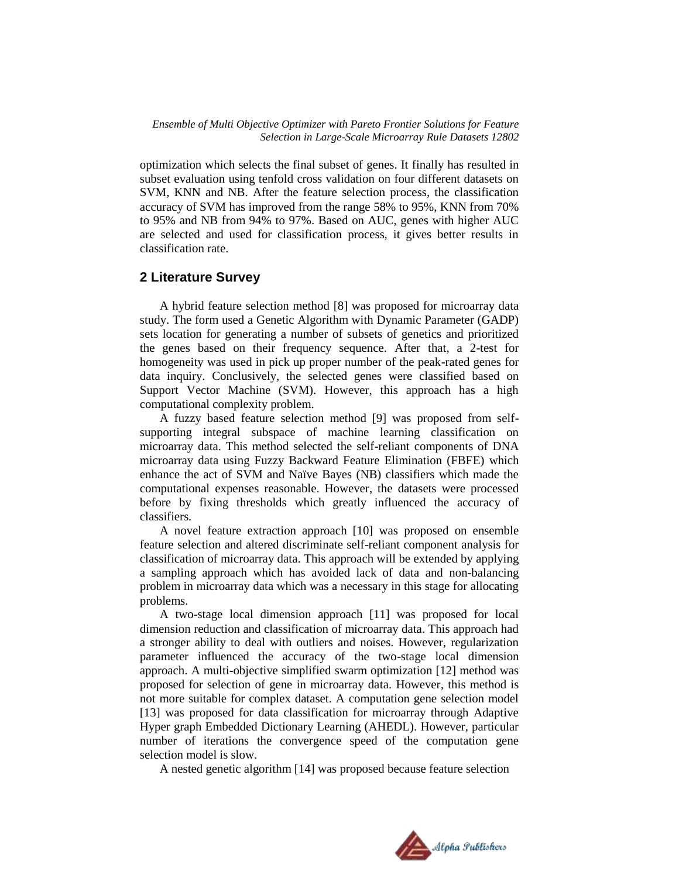optimization which selects the final subset of genes. It finally has resulted in subset evaluation using tenfold cross validation on four different datasets on SVM, KNN and NB. After the feature selection process, the classification accuracy of SVM has improved from the range 58% to 95%, KNN from 70% to 95% and NB from 94% to 97%. Based on AUC, genes with higher AUC are selected and used for classification process, it gives better results in classification rate.

## 2 Literature Survey

A hybrid feature selection method [8] was proposed for microarray data study. The form used a Genetic Algorithm with Dynamic Parameter (GADP) sets location for generating a number of subsets of genetics and prioritized the genes based on their frequency sequence. After that, a 2-test for homogeneity was used in pick up proper number of the peak-rated genes for data inquiry. Conclusively, the selected genes were classified based on Support Vector Machine (SVM). However, this approach has a high computational complexity problem.

A fuzzy based feature selection method [9] was proposed from self-supporting integral subspace of machine learning classification on microarray data. This method selected the self-reliant components of DNA microarray data using Fuzzy Backward Feature Elimination (FBFE) which enhance the act of SVM and Naïve Bayes (NB) classifiers which made the computational expenses reasonable. However, the datasets were processed before by fixing thresholds which greatly influenced the accuracy of classifiers.

A novel feature extraction approach [10] was proposed on ensemble feature selection and altered discriminate self-reliant component analysis for classification of microarray data. This approach will be extended by applying a sampling approach which has avoided lack of data and non-balancing problem in microarray data which was a necessary in this stage for allocating problems.

A two-stage local dimension approach [11] was proposed for local dimension reduction and classification of microarray data. This approach had a stronger ability to deal with outliers and noises. However, regularization parameter influenced the accuracy of the two-stage local dimension approach. A multi-objective simplified swarm optimization [12] method was proposed for selection of gene in microarray data. However, this method is not more suitable for complex dataset. A computation gene selection model [13] was proposed for data classification for microarray through Adaptive Hyper graph Embedded Dictionary Learning (AHEDL). However, particular number of iterations the convergence speed of the computation gene selection model is slow.

A nested genetic algorithm [14] was proposed because feature selection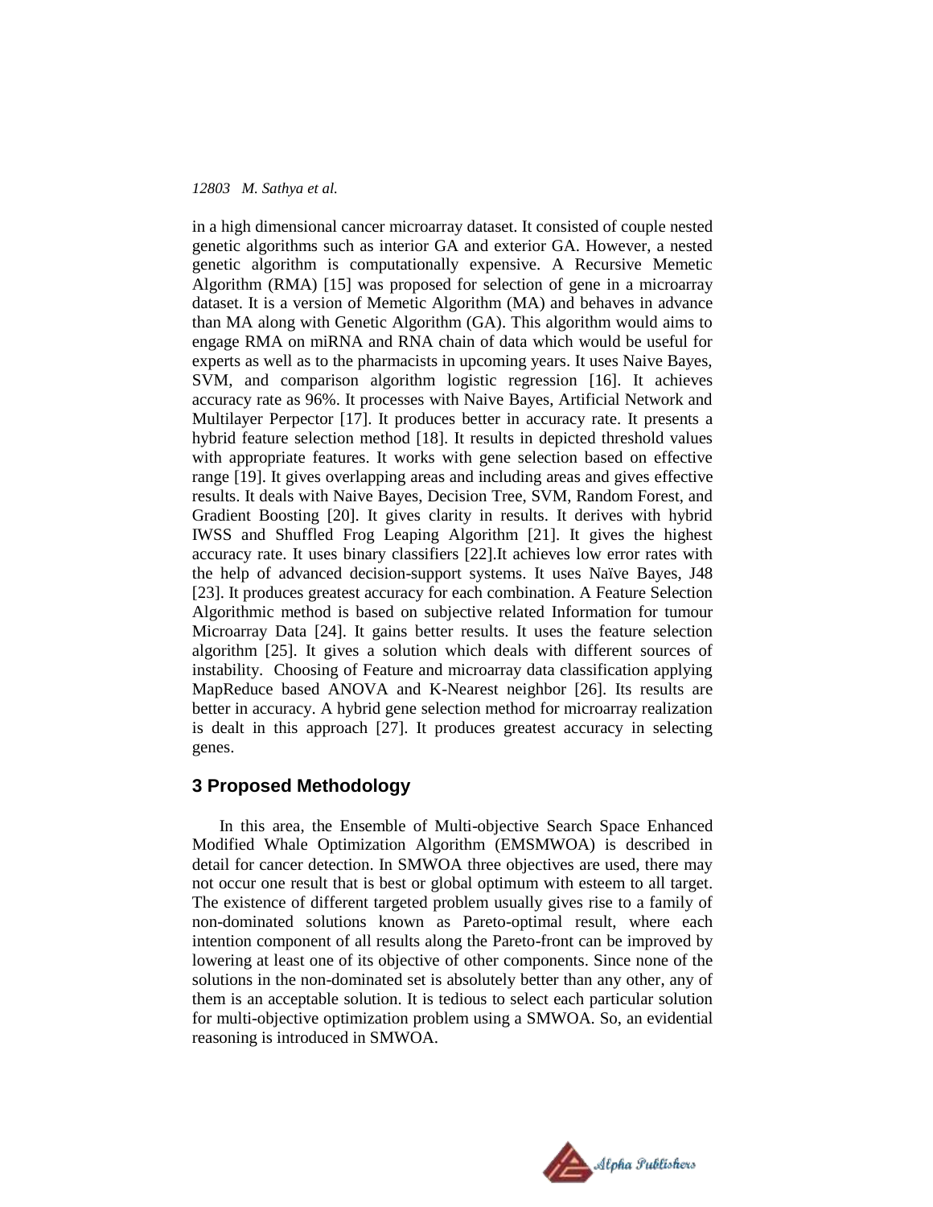in a high dimensional cancer microarray dataset. It consisted of couple nested genetic algorithms such as interior GA and exterior GA. However, a nested genetic algorithm is computationally expensive. A Recursive Memetic Algorithm (RMA) [15] was proposed for selection of gene in a microarray dataset. It is a version of Memetic Algorithm (MA) and behaves in advance than MA along with Genetic Algorithm (GA). This algorithm would aims to engage RMA on miRNA and RNA chain of data which would be useful for experts as well as to the pharmacists in upcoming years. It uses Naive Bayes, SVM, and comparison algorithm logistic regression [16]. It achieves accuracy rate as 96%. It processes with Naive Bayes, Artificial Network and Multilayer Perpector [17]. It produces better in accuracy rate. It presents a hybrid feature selection method [18]. It results in depicted threshold values with appropriate features. It works with gene selection based on effective range [19]. It gives overlapping areas and including areas and gives effective results. It deals with Naive Bayes, Decision Tree, SVM, Random Forest, and Gradient Boosting [20]. It gives clarity in results. It derives with hybrid IWSS and Shuffled Frog Leaping Algorithm [21]. It gives the highest accuracy rate. It uses binary classifiers [22].It achieves low error rates with the help of advanced decision-support systems. It uses Naïve Bayes, J48 [23]. It produces greatest accuracy for each combination. A Feature Selection Algorithmic method is based on subjective related Information for tumour Microarray Data [24]. It gains better results. It uses the feature selection algorithm [25]. It gives a solution which deals with different sources of instability. Choosing of Feature and microarray data classification applying MapReduce based ANOVA and K-Nearest neighbor [26]. Its results are better in accuracy. A hybrid gene selection method for microarray realization is dealt in this approach [27]. It produces greatest accuracy in selecting genes.

## 3 Proposed Methodology

In this area, the Ensemble of Multi-objective Search Space Enhanced Modified Whale Optimization Algorithm (EMSMWOA) is described in detail for cancer detection. In SMWOA three objectives are used, there may not occur one result that is best or global optimum with esteem to all target. The existence of different targeted problem usually gives rise to a family of non-dominated solutions known as Pareto-optimal result, where each intention component of all results along the Pareto-front can be improved by lowering at least one of its objective of other components. Since none of the solutions in the non-dominated set is absolutely better than any other, any of them is an acceptable solution. It is tedious to select each particular solution for multi-objective optimization problem using a SMWOA. So, an evidential reasoning is introduced in SMWOA.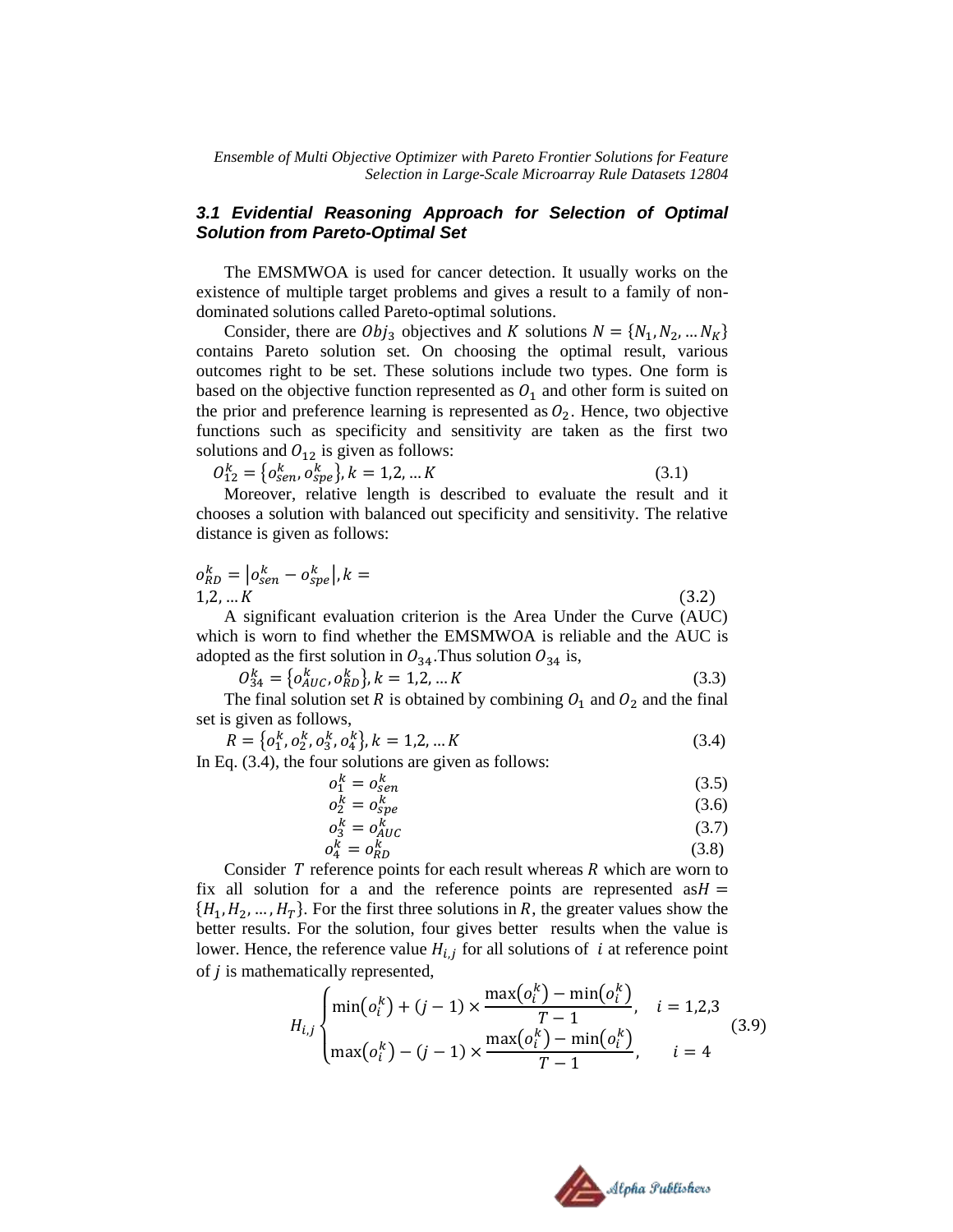### 3.1 Evidential Reasoning Approach for Selection of Optimal Solution from Pareto-Optimal Set

The EMSMWOA is used for cancer detection. It usually works on the existence of multiple target problems and gives a result to a family of non-dominated solutions called Pareto-optimal solutions.

Consider, there are $Obj_3$ objectives and $K$ solutions $N = \{N_1, N_2, \dots N_K\}$ contains Pareto solution set. On choosing the optimal result, various outcomes right to be set. These solutions include two types. One form is based on the objective function represented as $O_1$ and other form is suited on the prior and preference learning is represented as $O_2$. Hence, two objective functions such as specificity and sensitivity are taken as the first two solutions and $O_{12}$ is given as follows:

$$O_{12}^k = \{o_{sen}^k, o_{spe}^k\}, k = 1,2, \dots K \tag{3.1}$$

Moreover, relative length is described to evaluate the result and it chooses a solution with balanced out specificity and sensitivity. The relative distance is given as follows:

$$o_{RD}^k = |o_{sen}^k - o_{spe}^k|, k = 1,2, \dots K \tag{3.2}$$

A significant evaluation criterion is the Area Under the Curve (AUC) which is worn to find whether the EMSMWOA is reliable and the AUC is adopted as the first solution in $O_{34}$.Thus solution $O_{34}$ is,

$$O_{34}^k = \{o_{AUC}^k, o_{RD}^k\}, k = 1,2, \dots K \tag{3.3}$$

The final solution set $R$ is obtained by combining $O_1$ and $O_2$ and the final set is given as follows,

$$R = \{o_1^k, o_2^k, o_3^k, o_4^k\}, k = 1,2, \dots K \tag{3.4}$$

In Eq. (3.4), the four solutions are given as follows:

$$o_1^k = o_{sen}^k \tag{3.5}$$

$$o_2^k = o_{spe}^k \tag{3.6}$$

$$o_3^k = o_{AUC}^k \tag{3.7}$$

$$o_4^k = o_{RD}^k \tag{3.8}$$

Consider $T$ reference points for each result whereas $R$ which are worn to fix all solution for a and the reference points are represented as $H = \{H_1, H_2, \dots, H_T\}$. For the first three solutions in $R$, the greater values show the better results. For the solution, four gives better results when the value is lower. Hence, the reference value $H_{i,j}$ for all solutions of $i$ at reference point of $j$ is mathematically represented,

$$H_{i,j} \begin{cases} \min(o_i^k) + (j-1) \times \dfrac{\max(o_i^k) - \min(o_i^k)}{T-1}, & i = 1,2,3 \\ \max(o_i^k) - (j-1) \times \dfrac{\max(o_i^k) - \min(o_i^k)}{T-1}, & i = 4 \end{cases} \tag{3.9}$$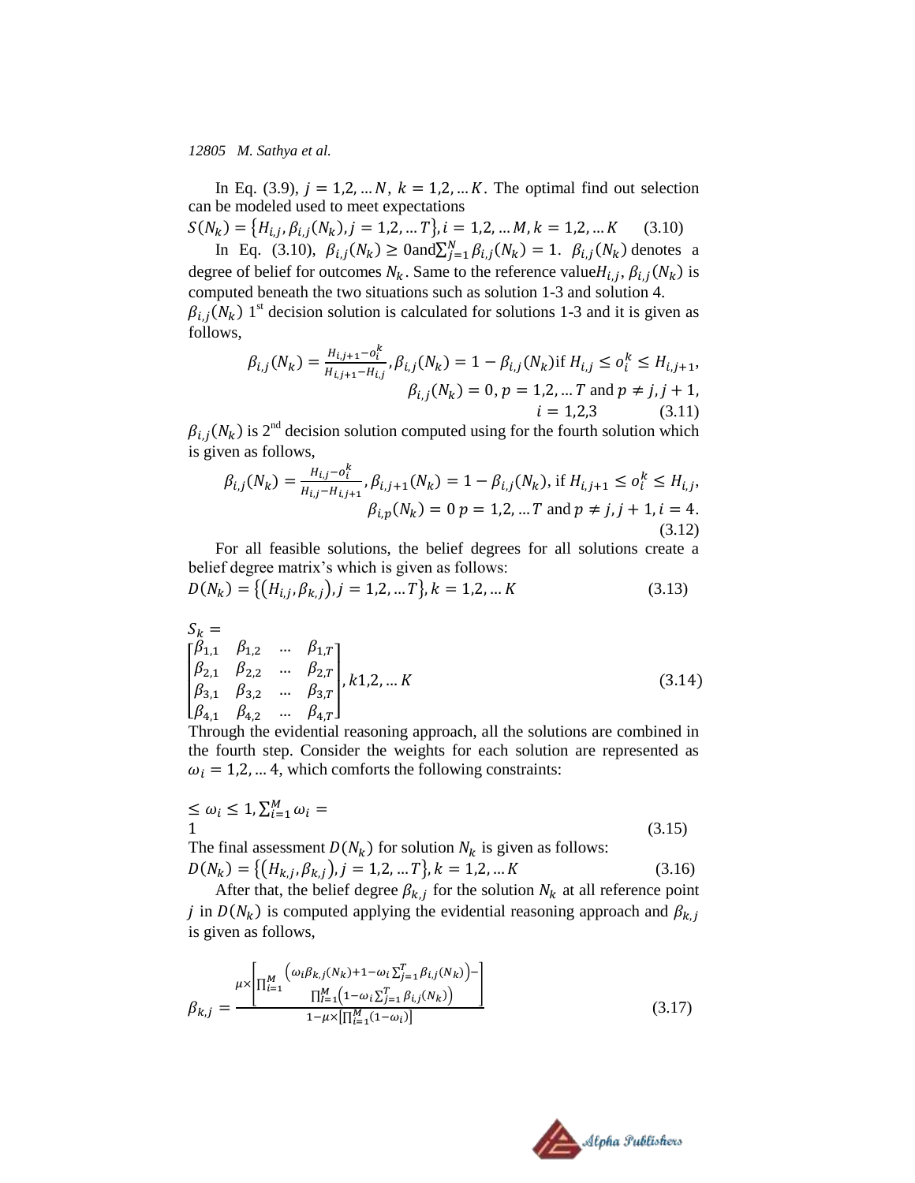In Eq. (3.9), $j = 1,2, \dots N$, $k = 1,2, \dots K$. The optimal find out selection can be modeled used to meet expectations

$$S(N_k) = \{H_{i,j}, \beta_{i,j}(N_k), j = 1,2, \dots T\}, i = 1,2, \dots M, k = 1,2, \dots K \quad (3.10)$$

In Eq. (3.10), $\beta_{i,j}(N_k) \geq 0$and$\sum_{j=1}^{N} \beta_{i,j}(N_k) = 1$. $\beta_{i,j}(N_k)$ denotes a degree of belief for outcomes $N_k$. Same to the reference value$H_{i,j}$, $\beta_{i,j}(N_k)$ is computed beneath the two situations such as solution 1-3 and solution 4.

$\beta_{i,j}(N_k)$ 1st decision solution is calculated for solutions 1-3 and it is given as follows,

$$\beta_{i,j}(N_k) = \frac{H_{i,j+1} - o_i^k}{H_{i,j+1} - H_{i,j}}, \beta_{i,j}(N_k) = 1 - \beta_{i,j}(N_k) \text{if } H_{i,j} \leq o_i^k \leq H_{i,j+1},$$
$$\beta_{i,j}(N_k) = 0, p = 1,2, \dots T \text{ and } p \neq j, j+1,$$
$$i = 1,2,3 \quad (3.11)$$

$\beta_{i,j}(N_k)$ is 2nd decision solution computed using for the fourth solution which is given as follows,

$$\beta_{i,j}(N_k) = \frac{H_{i,j} - o_i^k}{H_{i,j} - H_{i,j+1}}, \beta_{i,j+1}(N_k) = 1 - \beta_{i,j}(N_k), \text{ if } H_{i,j+1} \leq o_i^k \leq H_{i,j},$$
$$\beta_{i,p}(N_k) = 0 \; p = 1,2, \dots T \text{ and } p \neq j, j+1, i = 4. \quad (3.12)$$

For all feasible solutions, the belief degrees for all solutions create a belief degree matrix's which is given as follows:

$$D(N_k) = \{(H_{i,j}, \beta_{k,j}), j = 1,2, \dots T\}, k = 1,2, \dots K \quad (3.13)$$

$$S_k = \begin{bmatrix} \beta_{1,1} & \beta_{1,2} & \dots & \beta_{1,T} \\ \beta_{2,1} & \beta_{2,2} & \dots & \beta_{2,T} \\ \beta_{3,1} & \beta_{3,2} & \dots & \beta_{3,T} \\ \beta_{4,1} & \beta_{4,2} & \dots & \beta_{4,T} \end{bmatrix}, k1,2, \dots K \quad (3.14)$$

Through the evidential reasoning approach, all the solutions are combined in the fourth step. Consider the weights for each solution are represented as $\omega_i = 1,2, \dots 4$, which comforts the following constraints:

$$\leq \omega_i \leq 1, \sum_{i=1}^{M} \omega_i = 1 \quad (3.15)$$

The final assessment $D(N_k)$ for solution $N_k$ is given as follows:

$$D(N_k) = \{(H_{k,j}, \beta_{k,j}), j = 1,2, \dots T\}, k = 1,2, \dots K \quad (3.16)$$

After that, the belief degree $\beta_{k,j}$ for the solution $N_k$ at all reference point $j$ in $D(N_k)$ is computed applying the evidential reasoning approach and $\beta_{k,j}$ is given as follows,

$$\beta_{k,j} = \frac{\mu \times \left[ \prod_{i=1}^{M} \left( \omega_i \beta_{k,j}(N_k) + 1 - \omega_i \sum_{j=1}^{T} \beta_{i,j}(N_k) \right) - \prod_{i=1}^{M} \left( 1 - \omega_i \sum_{j=1}^{T} \beta_{i,j}(N_k) \right) \right]}{1 - \mu \times \left[ \prod_{i=1}^{M} (1 - \omega_i) \right]} \quad (3.17)$$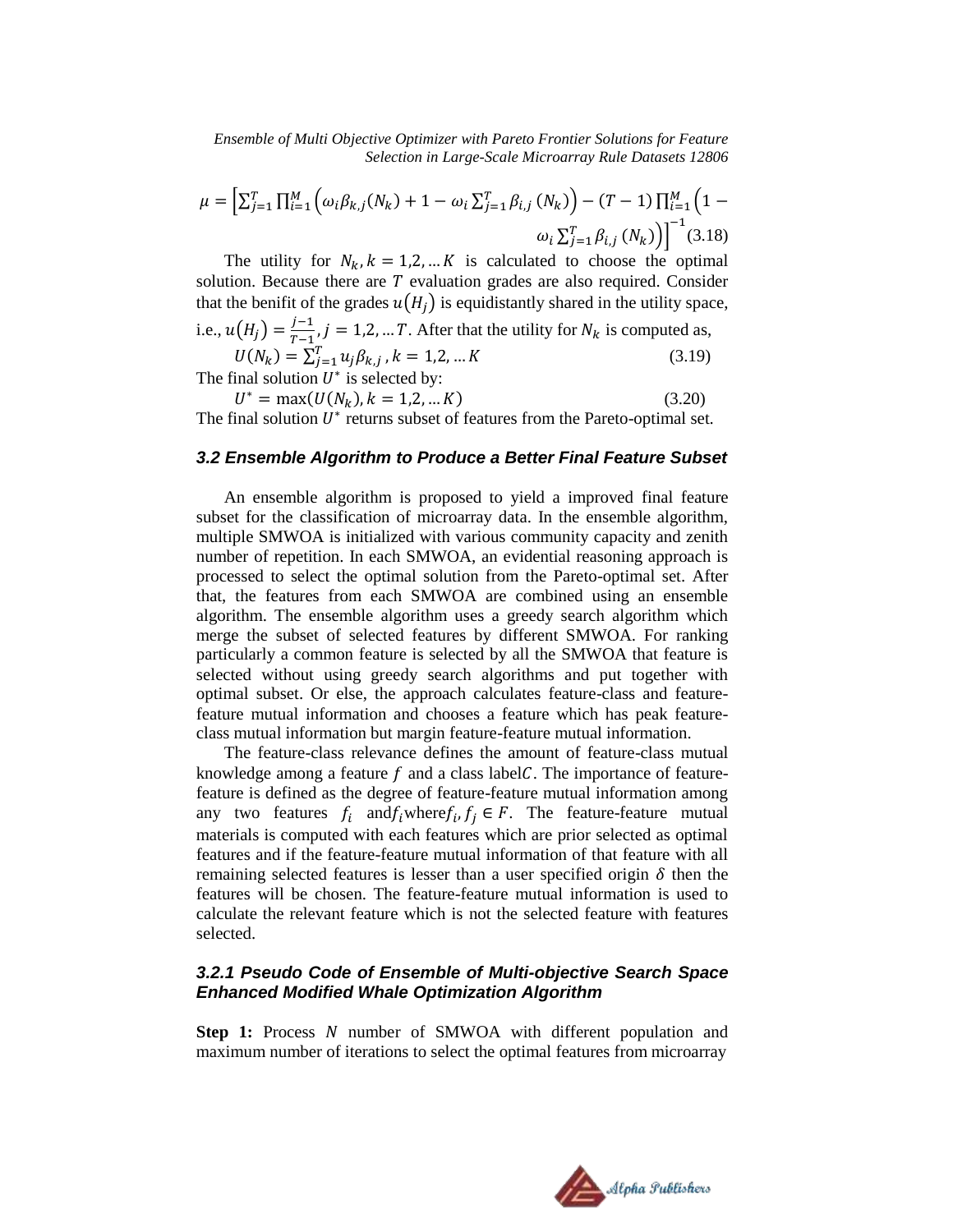$$\mu = \left[\sum_{j=1}^{T}\prod_{i=1}^{M}\left(\omega_i\beta_{k,j}(N_k) + 1 - \omega_i\sum_{j=1}^{T}\beta_{i,j}(N_k)\right) - (T-1)\prod_{i=1}^{M}\left(1 - \omega_i\sum_{j=1}^{T}\beta_{i,j}(N_k)\right)\right]^{-1} \quad (3.18)$$

The utility for $N_k, k = 1,2,\ldots K$ is calculated to choose the optimal solution. Because there are $T$ evaluation grades are also required. Consider that the benifit of the grades $u(H_j)$ is equidistantly shared in the utility space, i.e., $u(H_j) = \frac{j-1}{T-1}, j = 1,2,\ldots T$. After that the utility for $N_k$ is computed as,

$$U(N_k) = \sum_{j=1}^{T} u_j\beta_{k,j}, k = 1,2,\ldots K \quad (3.19)$$

The final solution $U^*$ is selected by:

$$U^* = \max(U(N_k), k = 1,2,\ldots K) \quad (3.20)$$

The final solution $U^*$ returns subset of features from the Pareto-optimal set.

### 3.2 Ensemble Algorithm to Produce a Better Final Feature Subset

An ensemble algorithm is proposed to yield a improved final feature subset for the classification of microarray data. In the ensemble algorithm, multiple SMWOA is initialized with various community capacity and zenith number of repetition. In each SMWOA, an evidential reasoning approach is processed to select the optimal solution from the Pareto-optimal set. After that, the features from each SMWOA are combined using an ensemble algorithm. The ensemble algorithm uses a greedy search algorithm which merge the subset of selected features by different SMWOA. For ranking particularly a common feature is selected by all the SMWOA that feature is selected without using greedy search algorithms and put together with optimal subset. Or else, the approach calculates feature-class and feature-feature mutual information and chooses a feature which has peak feature-class mutual information but margin feature-feature mutual information.

The feature-class relevance defines the amount of feature-class mutual knowledge among a feature $f$ and a class label$C$. The importance of feature-feature is defined as the degree of feature-feature mutual information among any two features $f_i$ and$f_i$where$f_i, f_j \in F$. The feature-feature mutual materials is computed with each features which are prior selected as optimal features and if the feature-feature mutual information of that feature with all remaining selected features is lesser than a user specified origin $\delta$ then the features will be chosen. The feature-feature mutual information is used to calculate the relevant feature which is not the selected feature with features selected.

#### 3.2.1 Pseudo Code of Ensemble of Multi-objective Search Space Enhanced Modified Whale Optimization Algorithm

**Step 1:** Process $N$ number of SMWOA with different population and maximum number of iterations to select the optimal features from microarray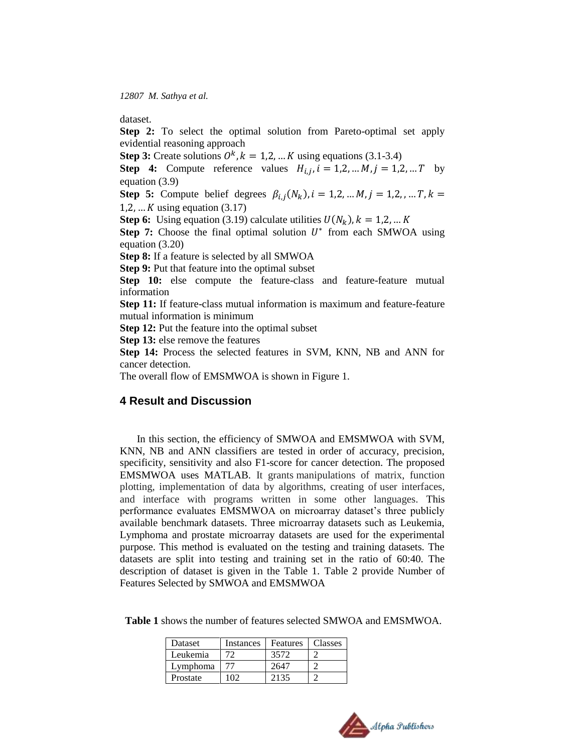dataset.

**Step 2:** To select the optimal solution from Pareto-optimal set apply evidential reasoning approach

**Step 3:** Create solutions $O^k, k = 1,2, \dots K$ using equations (3.1-3.4)

**Step 4:** Compute reference values $H_{i,j}, i = 1,2, \dots M, j = 1,2, \dots T$ by equation (3.9)

**Step 5:** Compute belief degrees $\beta_{i,j}(N_k), i = 1,2, \dots M, j = 1,2, , \dots T, k = 1,2, \dots K$ using equation (3.17)

**Step 6:** Using equation (3.19) calculate utilities $U(N_k), k = 1,2, \dots K$

**Step 7:** Choose the final optimal solution $U^*$ from each SMWOA using equation (3.20)

**Step 8:** If a feature is selected by all SMWOA

**Step 9:** Put that feature into the optimal subset

**Step 10:** else compute the feature-class and feature-feature mutual information

**Step 11:** If feature-class mutual information is maximum and feature-feature mutual information is minimum

**Step 12:** Put the feature into the optimal subset

**Step 13:** else remove the features

**Step 14:** Process the selected features in SVM, KNN, NB and ANN for cancer detection.

The overall flow of EMSMWOA is shown in Figure 1.

## 4 Result and Discussion

In this section, the efficiency of SMWOA and EMSMWOA with SVM, KNN, NB and ANN classifiers are tested in order of accuracy, precision, specificity, sensitivity and also F1-score for cancer detection. The proposed EMSMWOA uses MATLAB. It grants manipulations of matrix, function plotting, implementation of data by algorithms, creating of user interfaces, and interface with programs written in some other languages. This performance evaluates EMSMWOA on microarray dataset's three publicly available benchmark datasets. Three microarray datasets such as Leukemia, Lymphoma and prostate microarray datasets are used for the experimental purpose. This method is evaluated on the testing and training datasets. The datasets are split into testing and training set in the ratio of 60:40. The description of dataset is given in the Table 1. Table 2 provide Number of Features Selected by SMWOA and EMSMWOA

**Table 1** shows the number of features selected SMWOA and EMSMWOA.

| Dataset | Instances | Features | Classes |
|---|---|---|---|
| Leukemia | 72 | 3572 | 2 |
| Lymphoma | 77 | 2647 | 2 |
| Prostate | 102 | 2135 | 2 |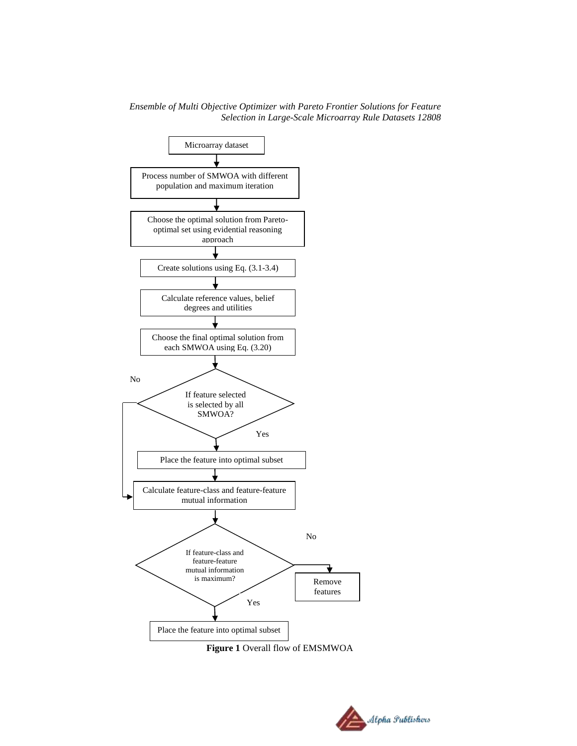Microarray dataset

Process number of SMWOA with different population and maximum iteration

Choose the optimal solution from Pareto-optimal set using evidential reasoning approach

Create solutions using Eq. (3.1-3.4)

Calculate reference values, belief degrees and utilities

Choose the final optimal solution from each SMWOA using Eq. (3.20)

If feature selected is selected by all SMWOA?

No

Yes

Place the feature into optimal subset

Calculate feature-class and feature-feature mutual information

If feature-class and feature-feature mutual information is maximum?

No

Remove features

Yes

Place the feature into optimal subset

**Figure 1** Overall flow of EMSMWOA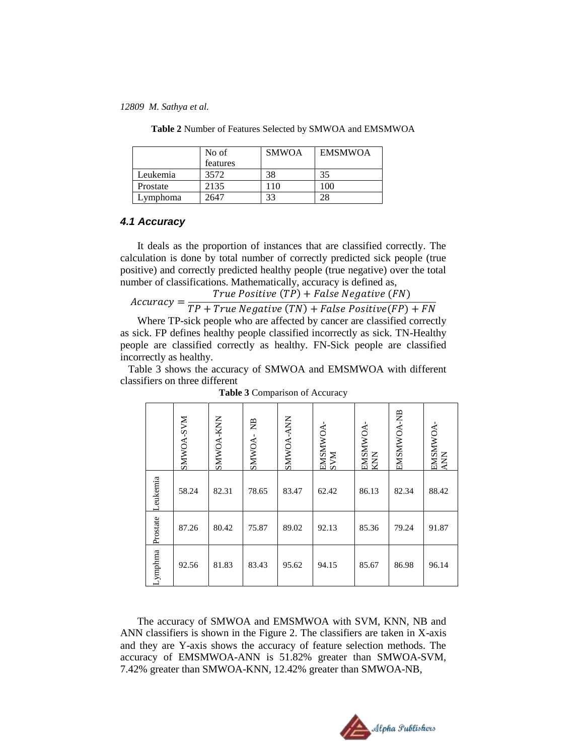**Table 2** Number of Features Selected by SMWOA and EMSMWOA

| | No of features | SMWOA | EMSMWOA |
|---|---|---|---|
| Leukemia | 3572 | 38 | 35 |
| Prostate | 2135 | 110 | 100 |
| Lymphoma | 2647 | 33 | 28 |

### *4.1 Accuracy*

It deals as the proportion of instances that are classified correctly. The calculation is done by total number of correctly predicted sick people (true positive) and correctly predicted healthy people (true negative) over the total number of classifications. Mathematically, accuracy is defined as,

$$Accuracy = \frac{True\ Positive\ (TP) + False\ Negative\ (FN)}{TP + True\ Negative\ (TN) + False\ Positive (FP) + FN}$$

Where TP-sick people who are affected by cancer are classified correctly as sick. FP defines healthy people classified incorrectly as sick. TN-Healthy people are classified correctly as healthy. FN-Sick people are classified incorrectly as healthy.

Table 3 shows the accuracy of SMWOA and EMSMWOA with different classifiers on three different

**Table 3** Comparison of Accuracy

| | SMWOA-SVM | SMWOA-KNN | SMWOA- NB | SMWOA-ANN | EMSMWOA-SVM | EMSMWOA-KNN | EMSMWOA-NB | EMSMWOA-ANN |
|---|---|---|---|---|---|---|---|---|
| Leukemia | 58.24 | 82.31 | 78.65 | 83.47 | 62.42 | 86.13 | 82.34 | 88.42 |
| Prostate | 87.26 | 80.42 | 75.87 | 89.02 | 92.13 | 85.36 | 79.24 | 91.87 |
| Lymphma | 92.56 | 81.83 | 83.43 | 95.62 | 94.15 | 85.67 | 86.98 | 96.14 |

The accuracy of SMWOA and EMSMWOA with SVM, KNN, NB and ANN classifiers is shown in the Figure 2. The classifiers are taken in X-axis and they are Y-axis shows the accuracy of feature selection methods. The accuracy of EMSMWOA-ANN is 51.82% greater than SMWOA-SVM, 7.42% greater than SMWOA-KNN, 12.42% greater than SMWOA-NB,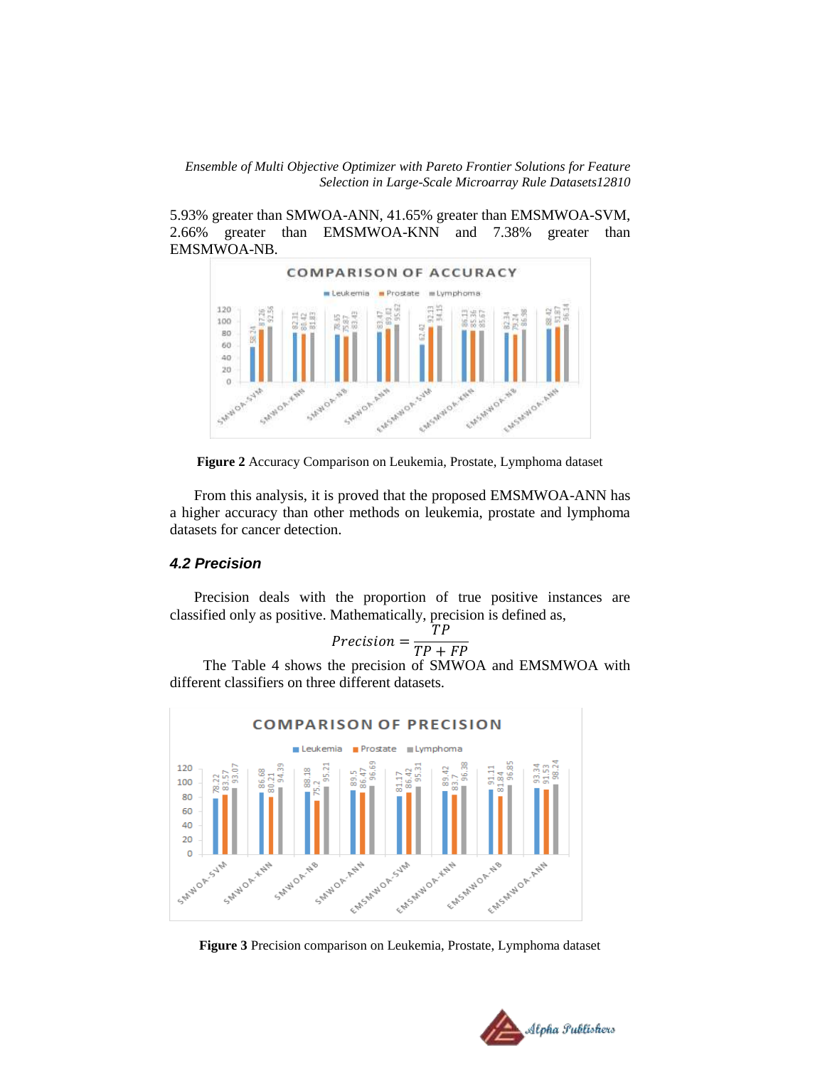5.93% greater than SMWOA-ANN, 41.65% greater than EMSMWOA-SVM, 2.66% greater than EMSMWOA-KNN and 7.38% greater than EMSMWOA-NB.

**Figure 2** Accuracy Comparison on Leukemia, Prostate, Lymphoma dataset

From this analysis, it is proved that the proposed EMSMWOA-ANN has a higher accuracy than other methods on leukemia, prostate and lymphoma datasets for cancer detection.

### *4.2 Precision*

Precision deals with the proportion of true positive instances are classified only as positive. Mathematically, precision is defined as,

$$Precision = \frac{TP}{TP + FP}$$

The Table 4 shows the precision of SMWOA and EMSMWOA with different classifiers on three different datasets.

**Figure 3** Precision comparison on Leukemia, Prostate, Lymphoma dataset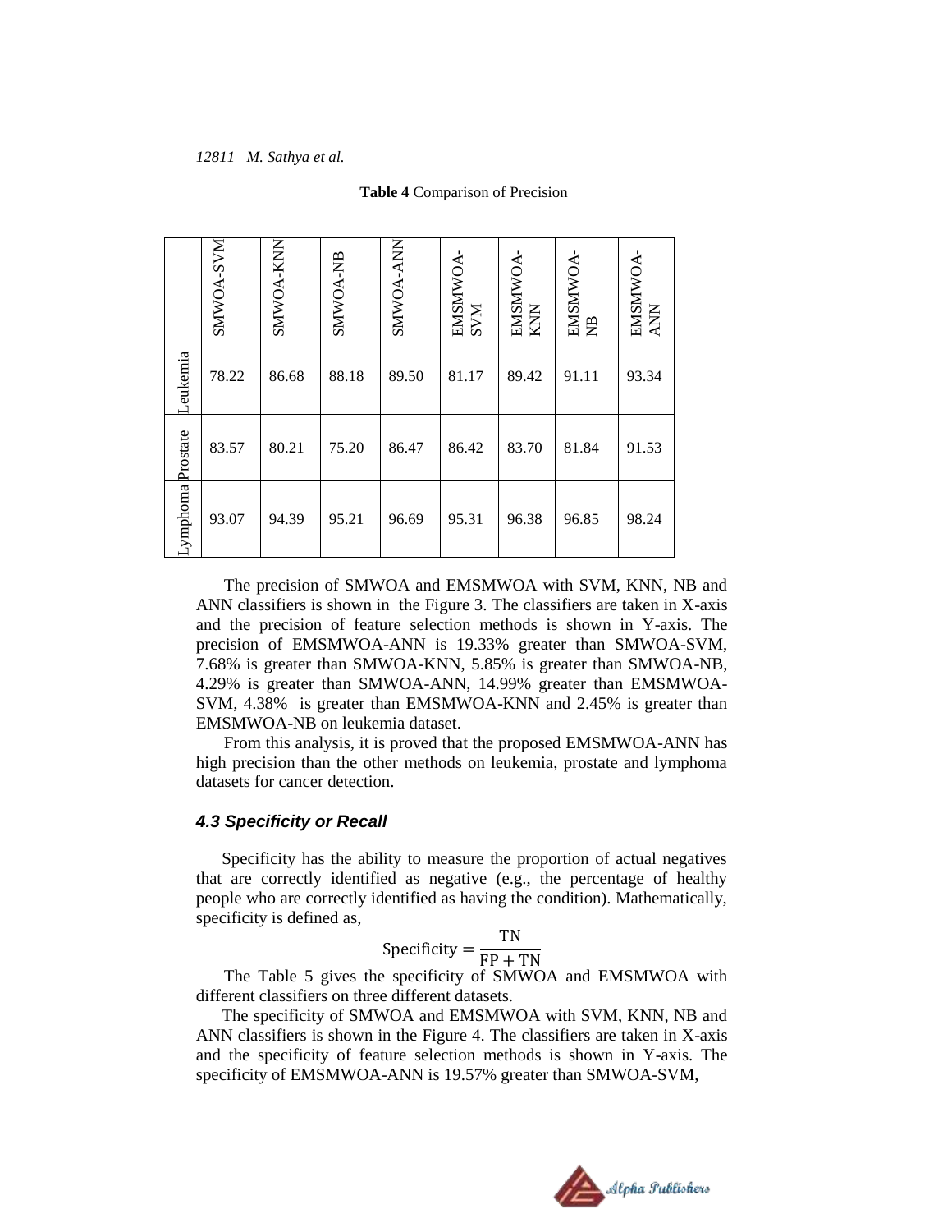**Table 4** Comparison of Precision

| | SMWOA-SVM | SMWOA-KNN | SMWOA-NB | SMWOA-ANN | EMSMWOA-SVM | EMSMWOA-KNN | EMSMWOA-NB | EMSMWOA-ANN |
|---|---|---|---|---|---|---|---|---|
| Leukemia | 78.22 | 86.68 | 88.18 | 89.50 | 81.17 | 89.42 | 91.11 | 93.34 |
| Prostate | 83.57 | 80.21 | 75.20 | 86.47 | 86.42 | 83.70 | 81.84 | 91.53 |
| Lymphoma | 93.07 | 94.39 | 95.21 | 96.69 | 95.31 | 96.38 | 96.85 | 98.24 |

The precision of SMWOA and EMSMWOA with SVM, KNN, NB and ANN classifiers is shown in the Figure 3. The classifiers are taken in X-axis and the precision of feature selection methods is shown in Y-axis. The precision of EMSMWOA-ANN is 19.33% greater than SMWOA-SVM, 7.68% is greater than SMWOA-KNN, 5.85% is greater than SMWOA-NB, 4.29% is greater than SMWOA-ANN, 14.99% greater than EMSMWOA-SVM, 4.38% is greater than EMSMWOA-KNN and 2.45% is greater than EMSMWOA-NB on leukemia dataset.

From this analysis, it is proved that the proposed EMSMWOA-ANN has high precision than the other methods on leukemia, prostate and lymphoma datasets for cancer detection.

### *4.3 Specificity or Recall*

Specificity has the ability to measure the proportion of actual negatives that are correctly identified as negative (e.g., the percentage of healthy people who are correctly identified as having the condition). Mathematically, specificity is defined as,

$$\text{Specificity} = \frac{\text{TN}}{\text{FP} + \text{TN}}$$

The Table 5 gives the specificity of SMWOA and EMSMWOA with different classifiers on three different datasets.

The specificity of SMWOA and EMSMWOA with SVM, KNN, NB and ANN classifiers is shown in the Figure 4. The classifiers are taken in X-axis and the specificity of feature selection methods is shown in Y-axis. The specificity of EMSMWOA-ANN is 19.57% greater than SMWOA-SVM,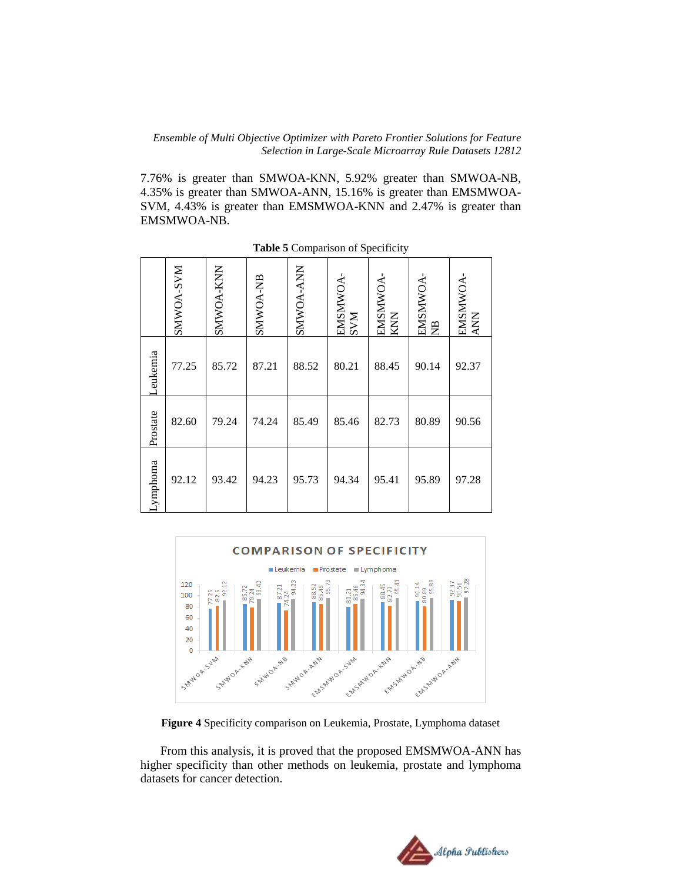7.76% is greater than SMWOA-KNN, 5.92% greater than SMWOA-NB, 4.35% is greater than SMWOA-ANN, 15.16% is greater than EMSMWOA-SVM, 4.43% is greater than EMSMWOA-KNN and 2.47% is greater than EMSMWOA-NB.

**Table 5** Comparison of Specificity

| | SMWOA-SVM | SMWOA-KNN | SMWOA-NB | SMWOA-ANN | EMSMWOA-SVM | EMSMWOA-KNN | EMSMWOA-NB | EMSMWOA-ANN |
|---|---|---|---|---|---|---|---|---|
| Leukemia | 77.25 | 85.72 | 87.21 | 88.52 | 80.21 | 88.45 | 90.14 | 92.37 |
| Prostate | 82.60 | 79.24 | 74.24 | 85.49 | 85.46 | 82.73 | 80.89 | 90.56 |
| Lymphoma | 92.12 | 93.42 | 94.23 | 95.73 | 94.34 | 95.41 | 95.89 | 97.28 |

**Figure 4** Specificity comparison on Leukemia, Prostate, Lymphoma dataset

From this analysis, it is proved that the proposed EMSMWOA-ANN has higher specificity than other methods on leukemia, prostate and lymphoma datasets for cancer detection.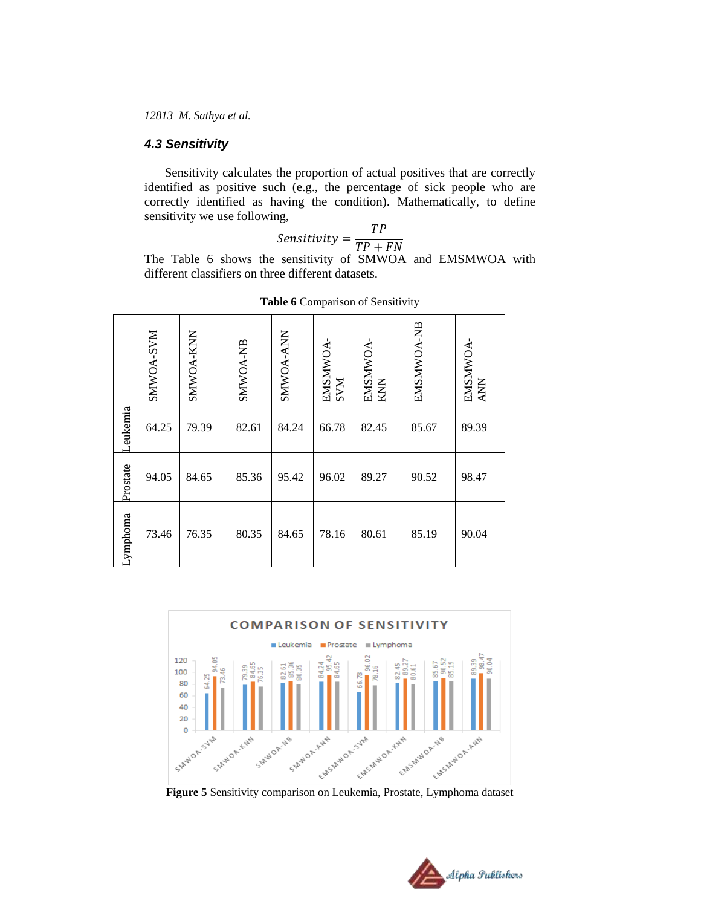### 4.3 Sensitivity

Sensitivity calculates the proportion of actual positives that are correctly identified as positive such (e.g., the percentage of sick people who are correctly identified as having the condition). Mathematically, to define sensitivity we use following,

$$Sensitivity = \frac{TP}{TP + FN}$$

The Table 6 shows the sensitivity of SMWOA and EMSMWOA with different classifiers on three different datasets.

**Table 6** Comparison of Sensitivity

| | SMWOA-SVM | SMWOA-KNN | SMWOA-NB | SMWOA-ANN | EMSMWOA-SVM | EMSMWOA-KNN | EMSMWOA-NB | EMSMWOA-ANN |
|---|---|---|---|---|---|---|---|---|
| Leukemia | 64.25 | 79.39 | 82.61 | 84.24 | 66.78 | 82.45 | 85.67 | 89.39 |
| Prostate | 94.05 | 84.65 | 85.36 | 95.42 | 96.02 | 89.27 | 90.52 | 98.47 |
| Lymphoma | 73.46 | 76.35 | 80.35 | 84.65 | 78.16 | 80.61 | 85.19 | 90.04 |

**Figure 5** Sensitivity comparison on Leukemia, Prostate, Lymphoma dataset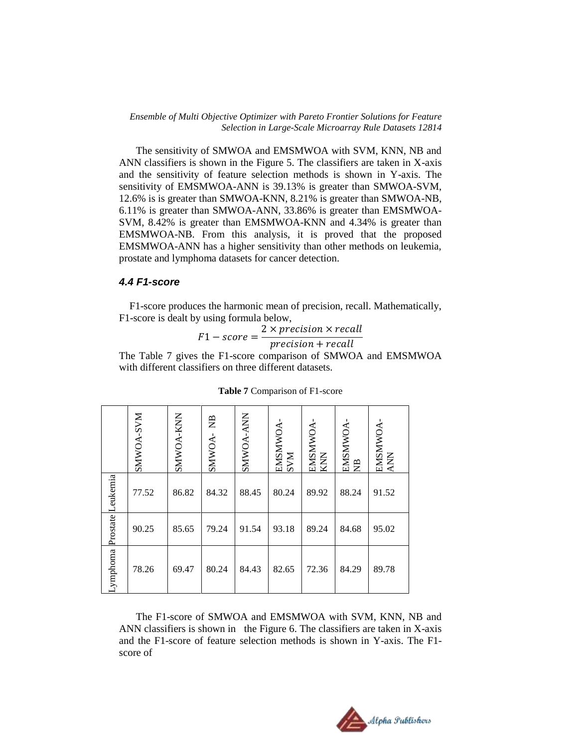The sensitivity of SMWOA and EMSMWOA with SVM, KNN, NB and ANN classifiers is shown in the Figure 5. The classifiers are taken in X-axis and the sensitivity of feature selection methods is shown in Y-axis. The sensitivity of EMSMWOA-ANN is 39.13% is greater than SMWOA-SVM, 12.6% is is greater than SMWOA-KNN, 8.21% is greater than SMWOA-NB, 6.11% is greater than SMWOA-ANN, 33.86% is greater than EMSMWOA-SVM, 8.42% is greater than EMSMWOA-KNN and 4.34% is greater than EMSMWOA-NB. From this analysis, it is proved that the proposed EMSMWOA-ANN has a higher sensitivity than other methods on leukemia, prostate and lymphoma datasets for cancer detection.

### *4.4 F1-score*

F1-score produces the harmonic mean of precision, recall. Mathematically, F1-score is dealt by using formula below,

$$F1 - score = \frac{2 \times precision \times recall}{precision + recall}$$

The Table 7 gives the F1-score comparison of SMWOA and EMSMWOA with different classifiers on three different datasets.

**Table 7** Comparison of F1-score

| | SMWOA-SVM | SMWOA-KNN | SMWOA- NB | SMWOA-ANN | EMSMWOA-SVM | EMSMWOA-KNN | EMSMWOA-NB | EMSMWOA-ANN |
|---|---|---|---|---|---|---|---|---|
| Leukemia | 77.52 | 86.82 | 84.32 | 88.45 | 80.24 | 89.92 | 88.24 | 91.52 |
| Prostate | 90.25 | 85.65 | 79.24 | 91.54 | 93.18 | 89.24 | 84.68 | 95.02 |
| Lymphoma | 78.26 | 69.47 | 80.24 | 84.43 | 82.65 | 72.36 | 84.29 | 89.78 |

The F1-score of SMWOA and EMSMWOA with SVM, KNN, NB and ANN classifiers is shown in the Figure 6. The classifiers are taken in X-axis and the F1-score of feature selection methods is shown in Y-axis. The F1-score of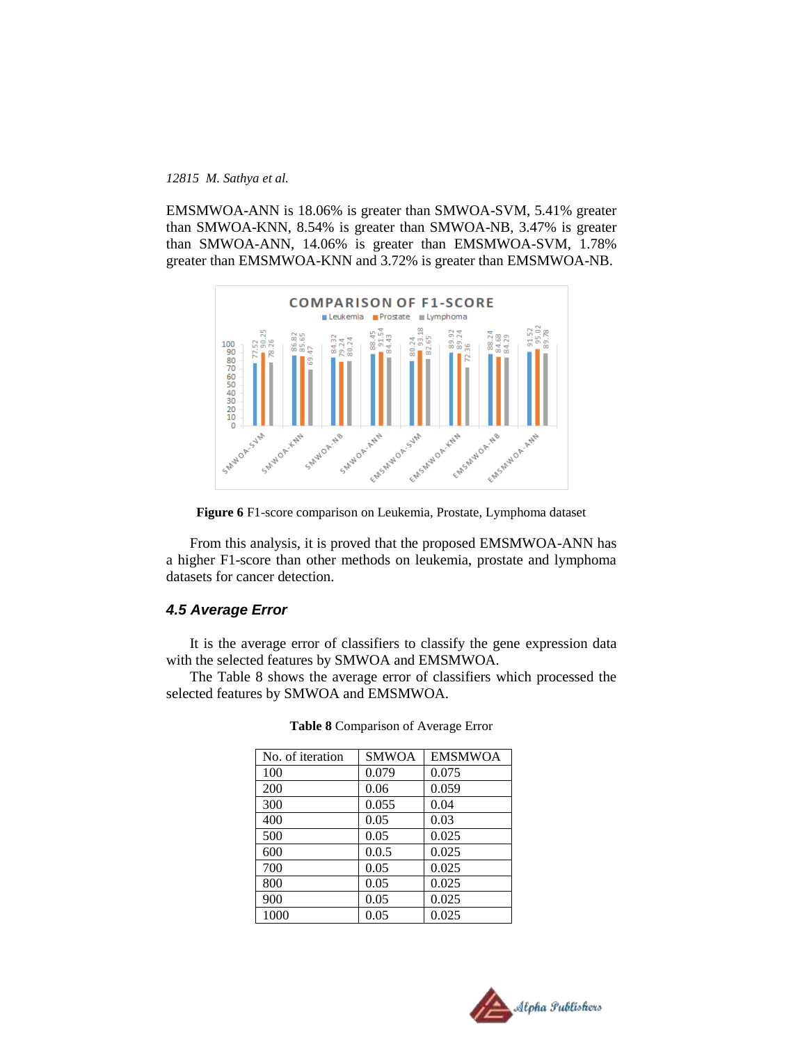EMSMWOA-ANN is 18.06% is greater than SMWOA-SVM, 5.41% greater than SMWOA-KNN, 8.54% is greater than SMWOA-NB, 3.47% is greater than SMWOA-ANN, 14.06% is greater than EMSMWOA-SVM, 1.78% greater than EMSMWOA-KNN and 3.72% is greater than EMSMWOA-NB.

**Figure 6** F1-score comparison on Leukemia, Prostate, Lymphoma dataset

From this analysis, it is proved that the proposed EMSMWOA-ANN has a higher F1-score than other methods on leukemia, prostate and lymphoma datasets for cancer detection.

### *4.5 Average Error*

It is the average error of classifiers to classify the gene expression data with the selected features by SMWOA and EMSMWOA.

The Table 8 shows the average error of classifiers which processed the selected features by SMWOA and EMSMWOA.

**Table 8** Comparison of Average Error

| No. of iteration | SMWOA | EMSMWOA |
|---|---|---|
| 100 | 0.079 | 0.075 |
| 200 | 0.06 | 0.059 |
| 300 | 0.055 | 0.04 |
| 400 | 0.05 | 0.03 |
| 500 | 0.05 | 0.025 |
| 600 | 0.0.5 | 0.025 |
| 700 | 0.05 | 0.025 |
| 800 | 0.05 | 0.025 |
| 900 | 0.05 | 0.025 |
| 1000 | 0.05 | 0.025 |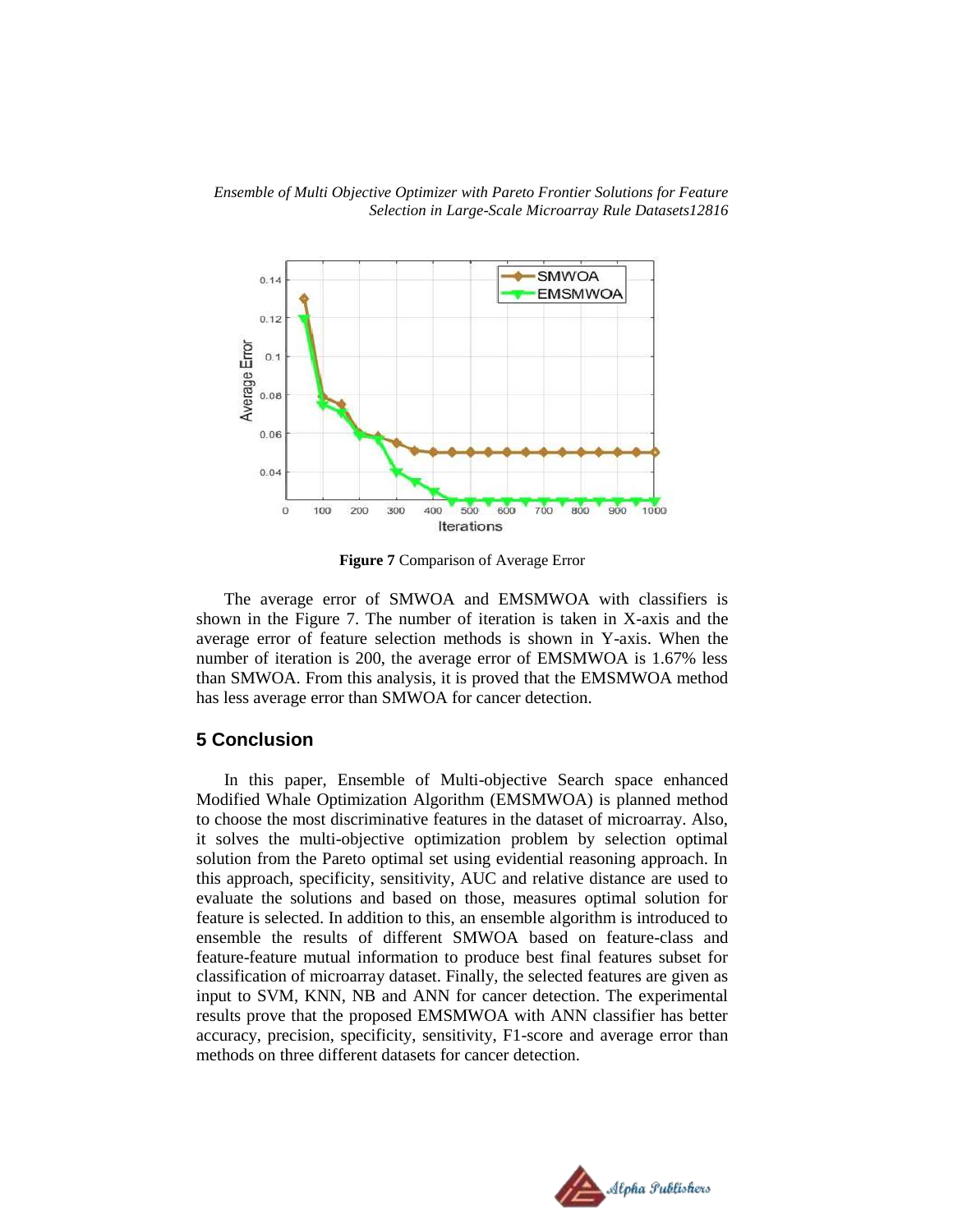**Figure 7** Comparison of Average Error

The average error of SMWOA and EMSMWOA with classifiers is shown in the Figure 7. The number of iteration is taken in X-axis and the average error of feature selection methods is shown in Y-axis. When the number of iteration is 200, the average error of EMSMWOA is 1.67% less than SMWOA. From this analysis, it is proved that the EMSMWOA method has less average error than SMWOA for cancer detection.

## 5 Conclusion

In this paper, Ensemble of Multi-objective Search space enhanced Modified Whale Optimization Algorithm (EMSMWOA) is planned method to choose the most discriminative features in the dataset of microarray. Also, it solves the multi-objective optimization problem by selection optimal solution from the Pareto optimal set using evidential reasoning approach. In this approach, specificity, sensitivity, AUC and relative distance are used to evaluate the solutions and based on those, measures optimal solution for feature is selected. In addition to this, an ensemble algorithm is introduced to ensemble the results of different SMWOA based on feature-class and feature-feature mutual information to produce best final features subset for classification of microarray dataset. Finally, the selected features are given as input to SVM, KNN, NB and ANN for cancer detection. The experimental results prove that the proposed EMSMWOA with ANN classifier has better accuracy, precision, specificity, sensitivity, F1-score and average error than methods on three different datasets for cancer detection.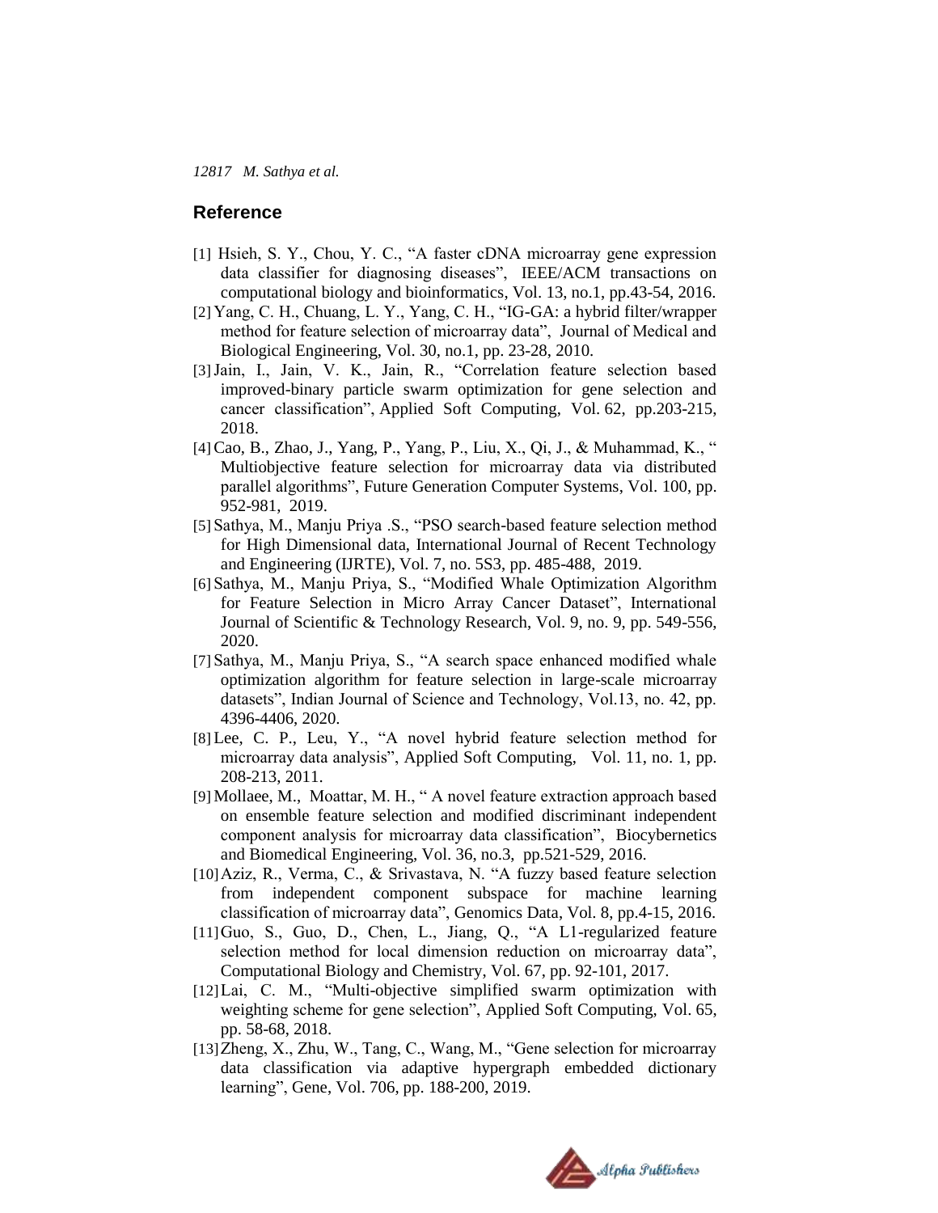## Reference

[1] Hsieh, S. Y., Chou, Y. C., "A faster cDNA microarray gene expression data classifier for diagnosing diseases", IEEE/ACM transactions on computational biology and bioinformatics, Vol. 13, no.1, pp.43-54, 2016.

[2] Yang, C. H., Chuang, L. Y., Yang, C. H., "IG-GA: a hybrid filter/wrapper method for feature selection of microarray data", Journal of Medical and Biological Engineering, Vol. 30, no.1, pp. 23-28, 2010.

[3] Jain, I., Jain, V. K., Jain, R., "Correlation feature selection based improved-binary particle swarm optimization for gene selection and cancer classification", Applied Soft Computing, Vol. 62, pp.203-215, 2018.

[4] Cao, B., Zhao, J., Yang, P., Yang, P., Liu, X., Qi, J., & Muhammad, K., " Multiobjective feature selection for microarray data via distributed parallel algorithms", Future Generation Computer Systems, Vol. 100, pp. 952-981, 2019.

[5] Sathya, M., Manju Priya .S., "PSO search-based feature selection method for High Dimensional data, International Journal of Recent Technology and Engineering (IJRTE), Vol. 7, no. 5S3, pp. 485-488, 2019.

[6] Sathya, M., Manju Priya, S., "Modified Whale Optimization Algorithm for Feature Selection in Micro Array Cancer Dataset", International Journal of Scientific & Technology Research, Vol. 9, no. 9, pp. 549-556, 2020.

[7] Sathya, M., Manju Priya, S., "A search space enhanced modified whale optimization algorithm for feature selection in large-scale microarray datasets", Indian Journal of Science and Technology, Vol.13, no. 42, pp. 4396-4406, 2020.

[8] Lee, C. P., Leu, Y., "A novel hybrid feature selection method for microarray data analysis", Applied Soft Computing, Vol. 11, no. 1, pp. 208-213, 2011.

[9] Mollaee, M., Moattar, M. H., " A novel feature extraction approach based on ensemble feature selection and modified discriminant independent component analysis for microarray data classification", Biocybernetics and Biomedical Engineering, Vol. 36, no.3, pp.521-529, 2016.

[10] Aziz, R., Verma, C., & Srivastava, N. "A fuzzy based feature selection from independent component subspace for machine learning classification of microarray data", Genomics Data, Vol. 8, pp.4-15, 2016.

[11] Guo, S., Guo, D., Chen, L., Jiang, Q., "A L1-regularized feature selection method for local dimension reduction on microarray data", Computational Biology and Chemistry, Vol. 67, pp. 92-101, 2017.

[12] Lai, C. M., "Multi-objective simplified swarm optimization with weighting scheme for gene selection", Applied Soft Computing, Vol. 65, pp. 58-68, 2018.

[13] Zheng, X., Zhu, W., Tang, C., Wang, M., "Gene selection for microarray data classification via adaptive hypergraph embedded dictionary learning", Gene, Vol. 706, pp. 188-200, 2019.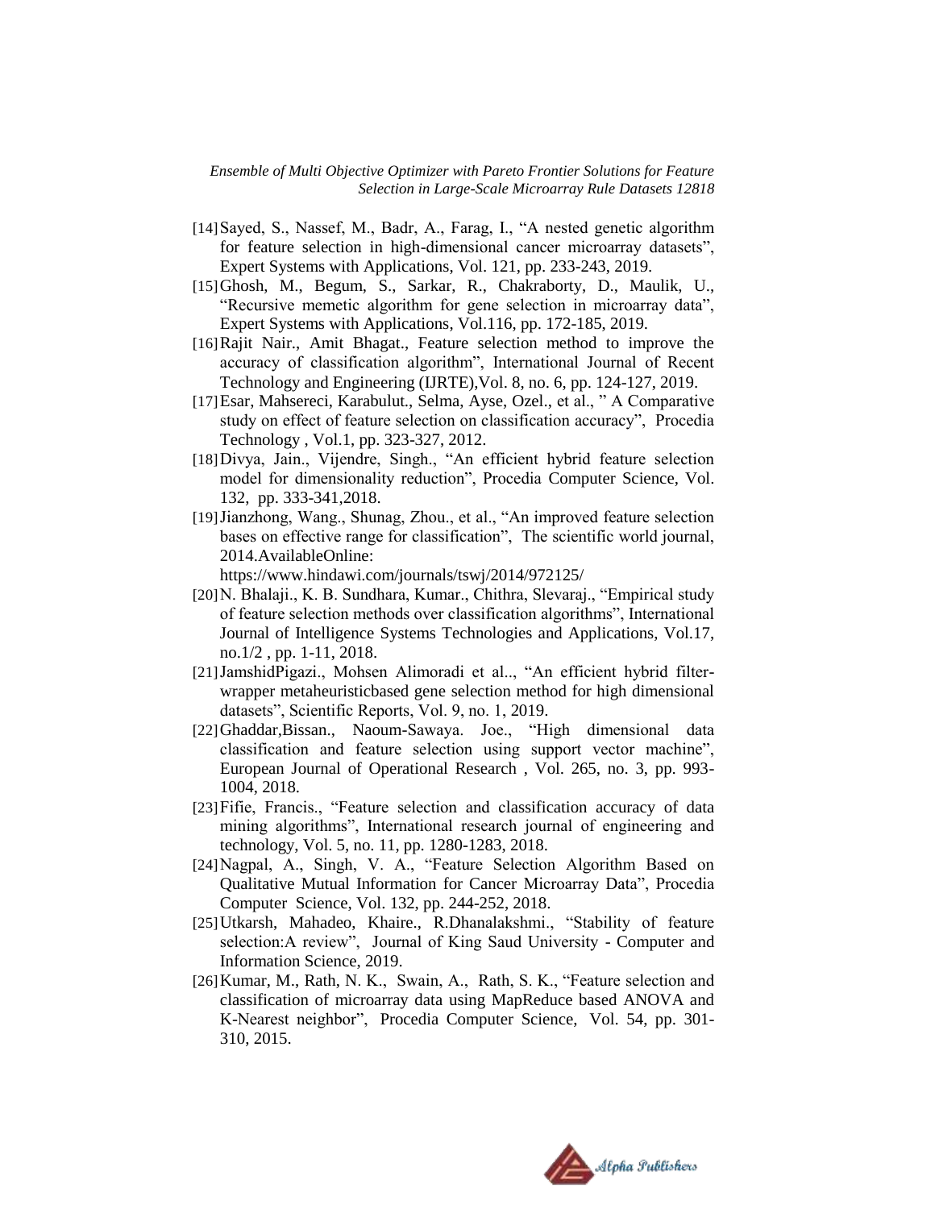[14] Sayed, S., Nassef, M., Badr, A., Farag, I., "A nested genetic algorithm for feature selection in high-dimensional cancer microarray datasets", Expert Systems with Applications, Vol. 121, pp. 233-243, 2019.

[15] Ghosh, M., Begum, S., Sarkar, R., Chakraborty, D., Maulik, U., "Recursive memetic algorithm for gene selection in microarray data", Expert Systems with Applications, Vol.116, pp. 172-185, 2019.

[16] Rajit Nair., Amit Bhagat., Feature selection method to improve the accuracy of classification algorithm", International Journal of Recent Technology and Engineering (IJRTE),Vol. 8, no. 6, pp. 124-127, 2019.

[17] Esar, Mahsereci, Karabulut., Selma, Ayse, Ozel., et al., " A Comparative study on effect of feature selection on classification accuracy", Procedia Technology , Vol.1, pp. 323-327, 2012.

[18] Divya, Jain., Vijendre, Singh., "An efficient hybrid feature selection model for dimensionality reduction", Procedia Computer Science, Vol. 132, pp. 333-341,2018.

[19] Jianzhong, Wang., Shunag, Zhou., et al., "An improved feature selection bases on effective range for classification", The scientific world journal, 2014.AvailableOnline: https://www.hindawi.com/journals/tswj/2014/972125/

[20] N. Bhalaji., K. B. Sundhara, Kumar., Chithra, Slevaraj., "Empirical study of feature selection methods over classification algorithms", International Journal of Intelligence Systems Technologies and Applications, Vol.17, no.1/2 , pp. 1-11, 2018.

[21] JamshidPigazi., Mohsen Alimoradi et al.., "An efficient hybrid filter-wrapper metaheuristicbased gene selection method for high dimensional datasets", Scientific Reports, Vol. 9, no. 1, 2019.

[22] Ghaddar,Bissan., Naoum-Sawaya. Joe., "High dimensional data classification and feature selection using support vector machine", European Journal of Operational Research , Vol. 265, no. 3, pp. 993-1004, 2018.

[23] Fifie, Francis., "Feature selection and classification accuracy of data mining algorithms", International research journal of engineering and technology, Vol. 5, no. 11, pp. 1280-1283, 2018.

[24] Nagpal, A., Singh, V. A., "Feature Selection Algorithm Based on Qualitative Mutual Information for Cancer Microarray Data", Procedia Computer Science, Vol. 132, pp. 244-252, 2018.

[25] Utkarsh, Mahadeo, Khaire., R.Dhanalakshmi., "Stability of feature selection:A review", Journal of King Saud University - Computer and Information Science, 2019.

[26] Kumar, M., Rath, N. K., Swain, A., Rath, S. K., "Feature selection and classification of microarray data using MapReduce based ANOVA and K-Nearest neighbor", Procedia Computer Science, Vol. 54, pp. 301-310, 2015.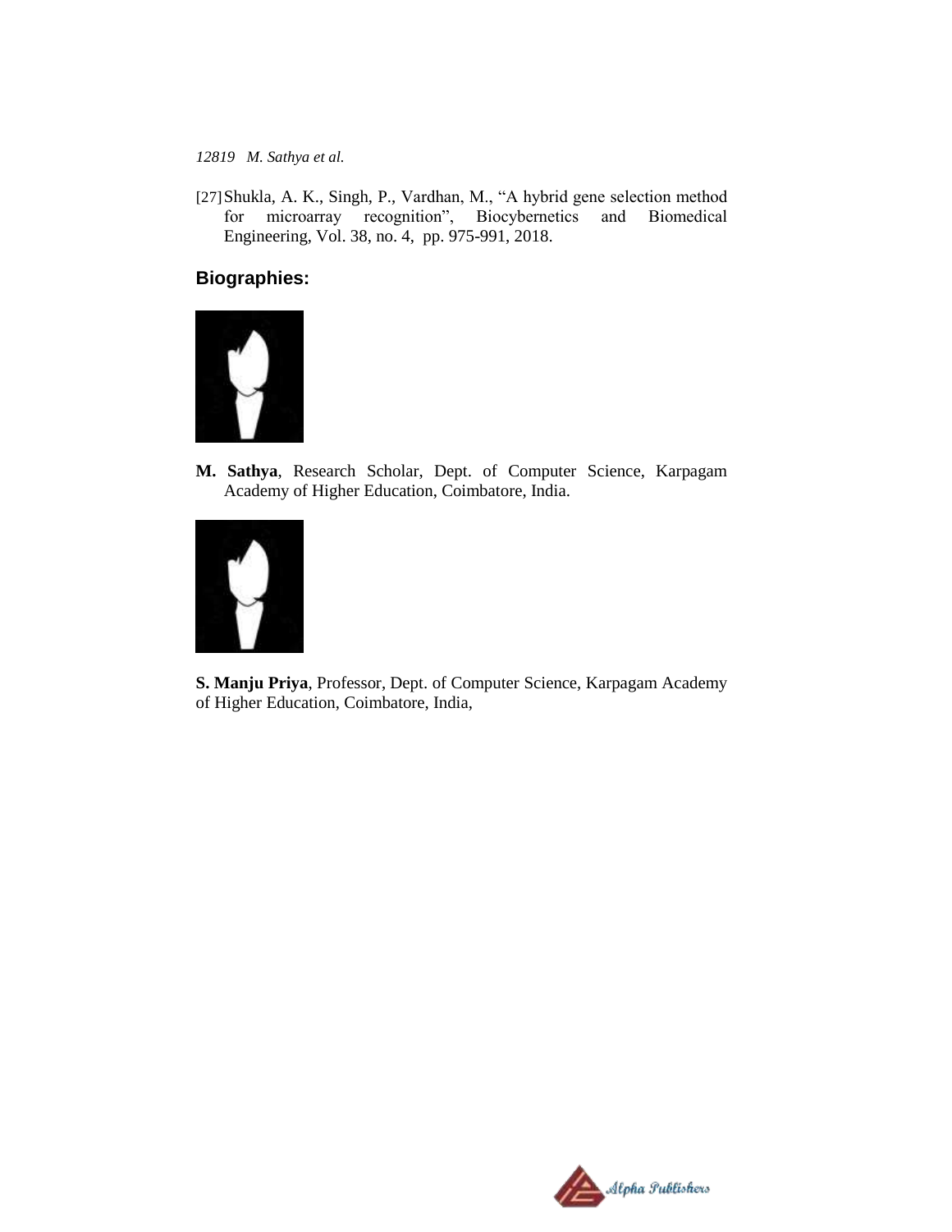[27] Shukla, A. K., Singh, P., Vardhan, M., “A hybrid gene selection method for microarray recognition”, Biocybernetics and Biomedical Engineering, Vol. 38, no. 4, pp. 975-991, 2018.

## Biographies:

**M. Sathya**, Research Scholar, Dept. of Computer Science, Karpagam Academy of Higher Education, Coimbatore, India.

**S. Manju Priya**, Professor, Dept. of Computer Science, Karpagam Academy of Higher Education, Coimbatore, India,